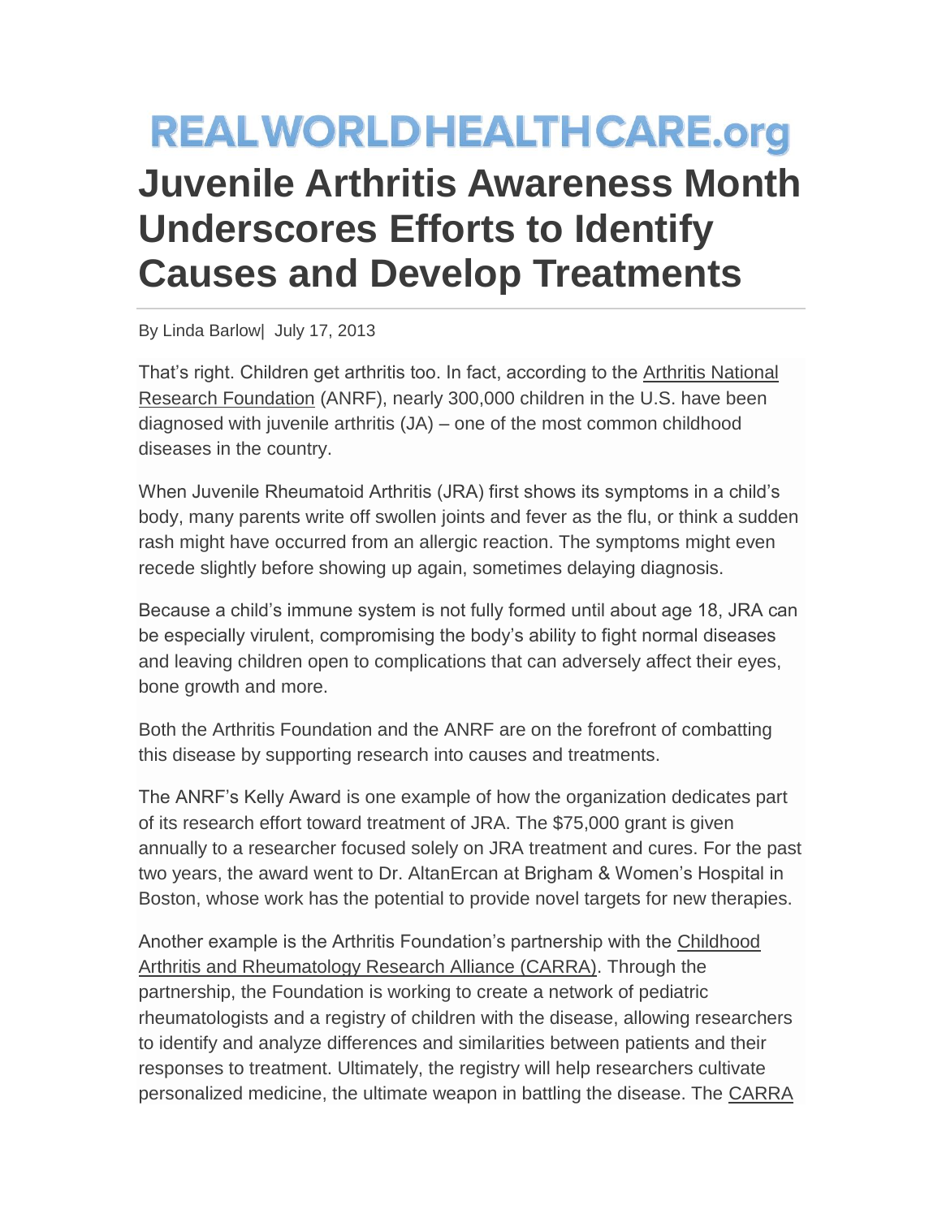REALWORLDHEALTHCARE.org

# Juvenile Arthritis Awareness Month Underscores Efforts to Identify Causes and Develop Treatments

By Linda Barlow| July 17, 2013

That's right. Children get arthritis too. In fact, according to the Arthritis National Research Foundation (ANRF), nearly 300,000 children in the U.S. have been diagnosed with juvenile arthritis (JA) – one of the most common childhood diseases in the country.

When Juvenile Rheumatoid Arthritis (JRA) first shows its symptoms in a child's body, many parents write off swollen joints and fever as the flu, or think a sudden rash might have occurred from an allergic reaction. The symptoms might even recede slightly before showing up again, sometimes delaying diagnosis.

Because a child's immune system is not fully formed until about age 18, JRA can be especially virulent, compromising the body's ability to fight normal diseases and leaving children open to complications that can adversely affect their eyes, bone growth and more.

Both the Arthritis Foundation and the ANRF are on the forefront of combatting this disease by supporting research into causes and treatments.

The ANRF's Kelly Award is one example of how the organization dedicates part of its research effort toward treatment of JRA. The $75,000 grant is given annually to a researcher focused solely on JRA treatment and cures. For the past two years, the award went to Dr. AltanErcan at Brigham & Women's Hospital in Boston, whose work has the potential to provide novel targets for new therapies.

Another example is the Arthritis Foundation's partnership with the Childhood Arthritis and Rheumatology Research Alliance (CARRA). Through the partnership, the Foundation is working to create a network of pediatric rheumatologists and a registry of children with the disease, allowing researchers to identify and analyze differences and similarities between patients and their responses to treatment. Ultimately, the registry will help researchers cultivate personalized medicine, the ultimate weapon in battling the disease. The CARRA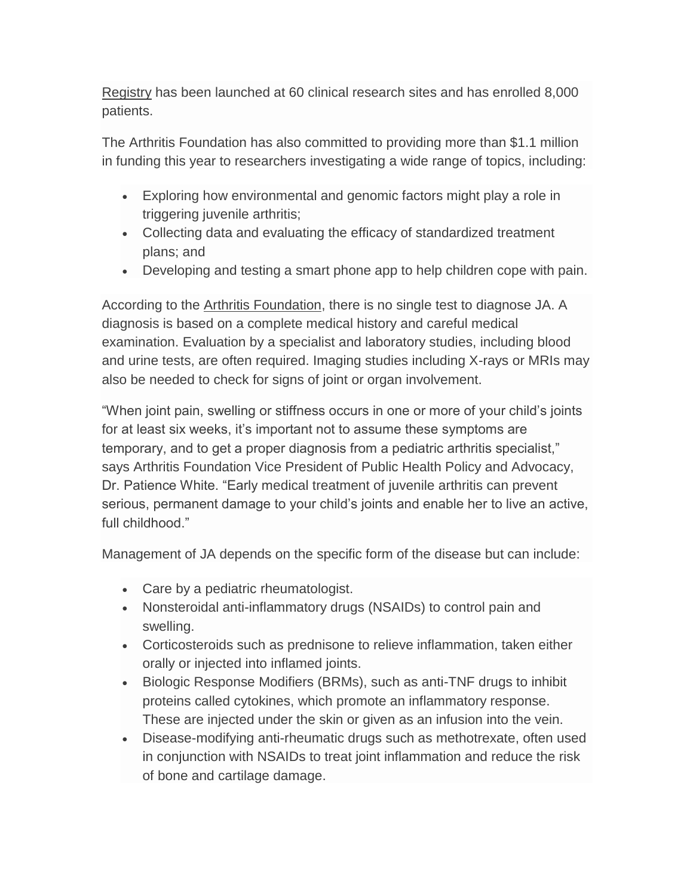Registry has been launched at 60 clinical research sites and has enrolled 8,000 patients.

The Arthritis Foundation has also committed to providing more than $1.1 million in funding this year to researchers investigating a wide range of topics, including:

- Exploring how environmental and genomic factors might play a role in triggering juvenile arthritis;
- Collecting data and evaluating the efficacy of standardized treatment plans; and
- Developing and testing a smart phone app to help children cope with pain.

According to the Arthritis Foundation, there is no single test to diagnose JA. A diagnosis is based on a complete medical history and careful medical examination. Evaluation by a specialist and laboratory studies, including blood and urine tests, are often required. Imaging studies including X-rays or MRIs may also be needed to check for signs of joint or organ involvement.

"When joint pain, swelling or stiffness occurs in one or more of your child's joints for at least six weeks, it's important not to assume these symptoms are temporary, and to get a proper diagnosis from a pediatric arthritis specialist," says Arthritis Foundation Vice President of Public Health Policy and Advocacy, Dr. Patience White. "Early medical treatment of juvenile arthritis can prevent serious, permanent damage to your child's joints and enable her to live an active, full childhood."

Management of JA depends on the specific form of the disease but can include:

- Care by a pediatric rheumatologist.
- Nonsteroidal anti-inflammatory drugs (NSAIDs) to control pain and swelling.
- Corticosteroids such as prednisone to relieve inflammation, taken either orally or injected into inflamed joints.
- Biologic Response Modifiers (BRMs), such as anti-TNF drugs to inhibit proteins called cytokines, which promote an inflammatory response. These are injected under the skin or given as an infusion into the vein.
- Disease-modifying anti-rheumatic drugs such as methotrexate, often used in conjunction with NSAIDs to treat joint inflammation and reduce the risk of bone and cartilage damage.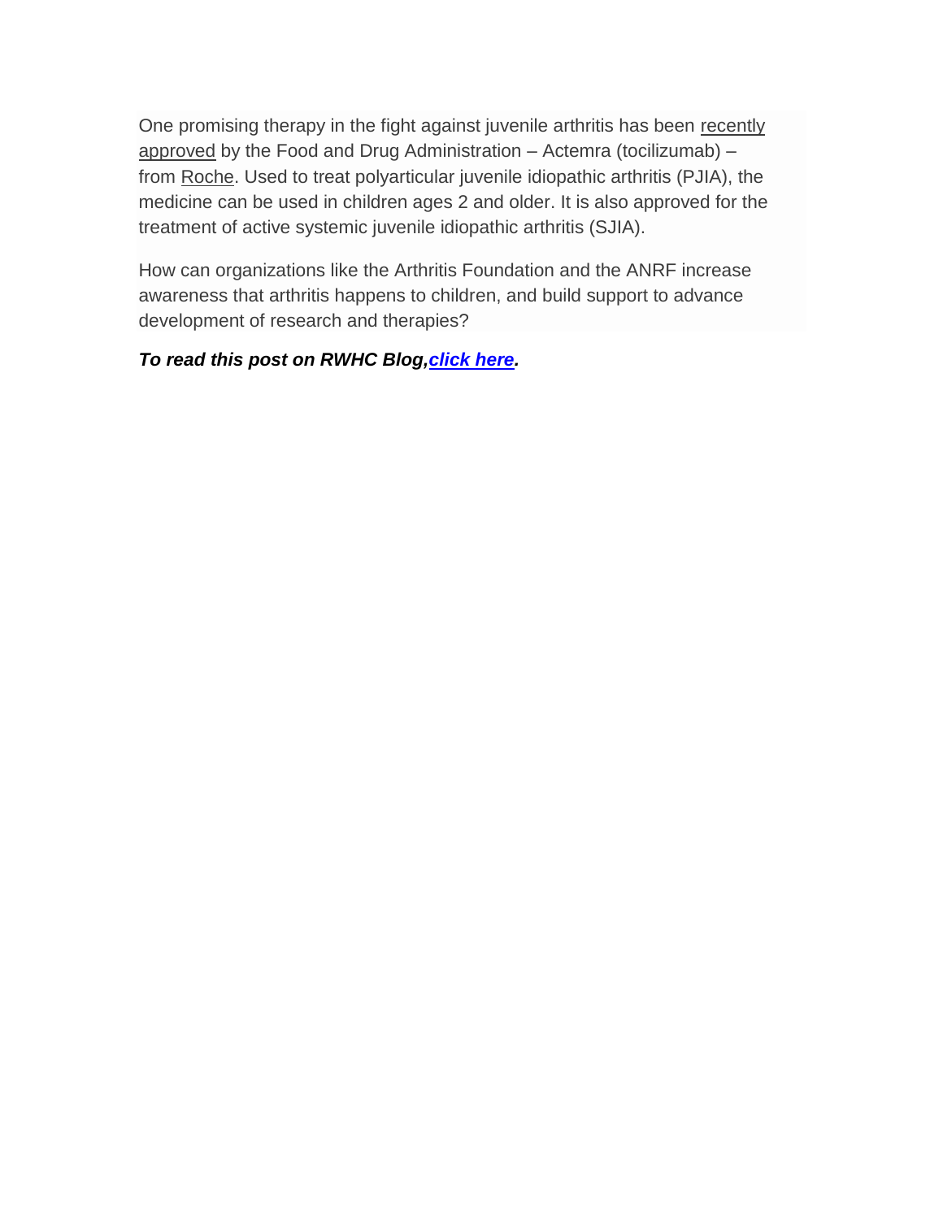One promising therapy in the fight against juvenile arthritis has been recently approved by the Food and Drug Administration – Actemra (tocilizumab) – from Roche. Used to treat polyarticular juvenile idiopathic arthritis (PJIA), the medicine can be used in children ages 2 and older. It is also approved for the treatment of active systemic juvenile idiopathic arthritis (SJIA).

How can organizations like the Arthritis Foundation and the ANRF increase awareness that arthritis happens to children, and build support to advance development of research and therapies?

***To read this post on RWHC Blog, click here.***